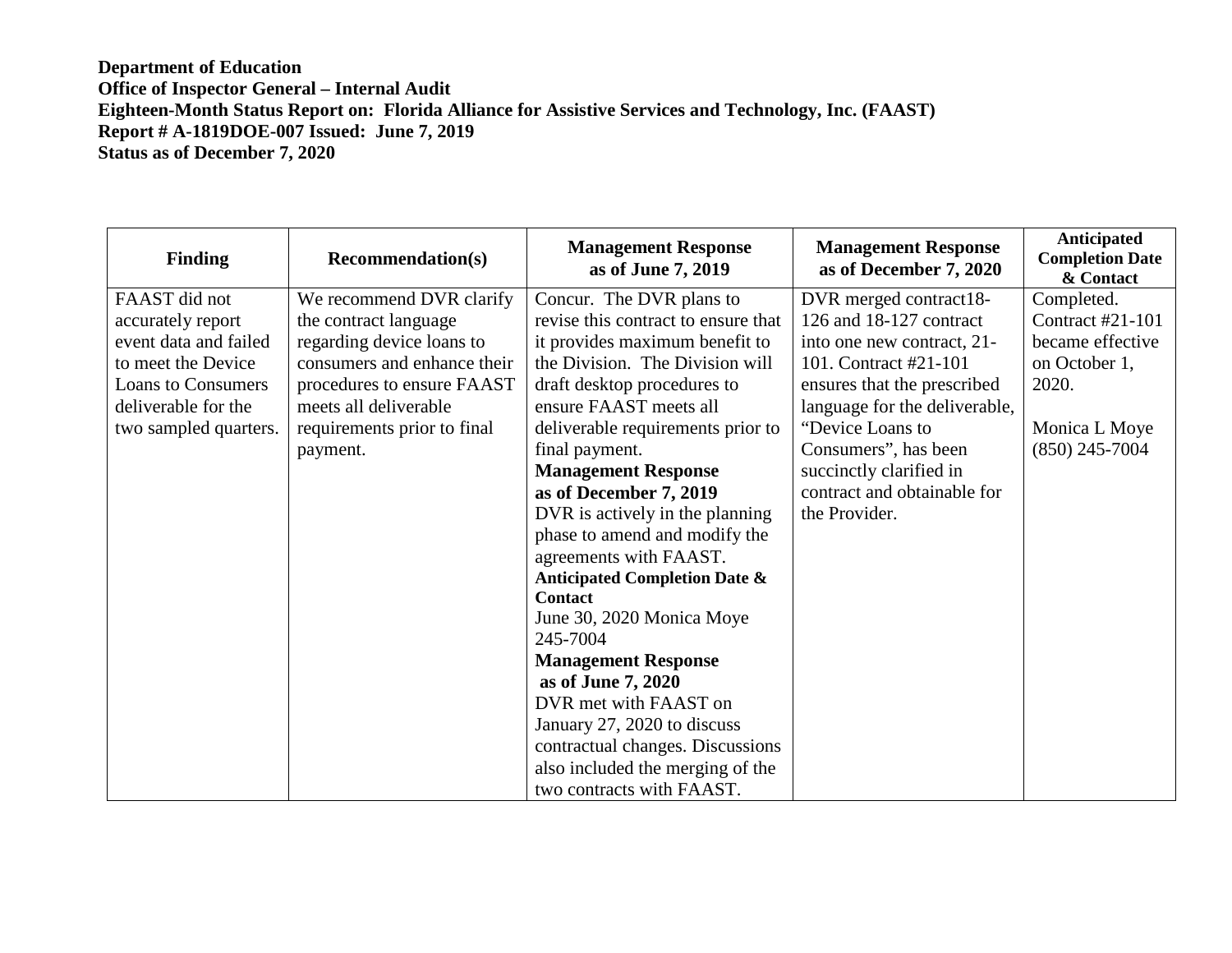**Department of Education**
**Office of Inspector General – Internal Audit**
**Eighteen-Month Status Report on: Florida Alliance for Assistive Services and Technology, Inc. (FAAST)**
**Report # A-1819DOE-007 Issued: June 7, 2019**
**Status as of December 7, 2020**

| Finding | Recommendation(s) | Management Response as of June 7, 2019 | Management Response as of December 7, 2020 | Anticipated Completion Date & Contact |
|---|---|---|---|---|
| FAAST did not accurately report event data and failed to meet the Device Loans to Consumers deliverable for the two sampled quarters. | We recommend DVR clarify the contract language regarding device loans to consumers and enhance their procedures to ensure FAAST meets all deliverable requirements prior to final payment. | Concur. The DVR plans to revise this contract to ensure that it provides maximum benefit to the Division. The Division will draft desktop procedures to ensure FAAST meets all deliverable requirements prior to final payment.<br>**Management Response as of December 7, 2019**<br>DVR is actively in the planning phase to amend and modify the agreements with FAAST.<br>**Anticipated Completion Date & Contact**<br>June 30, 2020 Monica Moye 245-7004<br>**Management Response as of June 7, 2020**<br>DVR met with FAAST on January 27, 2020 to discuss contractual changes. Discussions also included the merging of the two contracts with FAAST. | DVR merged contract18-126 and 18-127 contract into one new contract, 21-101. Contract #21-101 ensures that the prescribed language for the deliverable, "Device Loans to Consumers", has been succinctly clarified in contract and obtainable for the Provider. | Completed. Contract #21-101 became effective on October 1, 2020.<br><br>Monica L Moye (850) 245-7004 |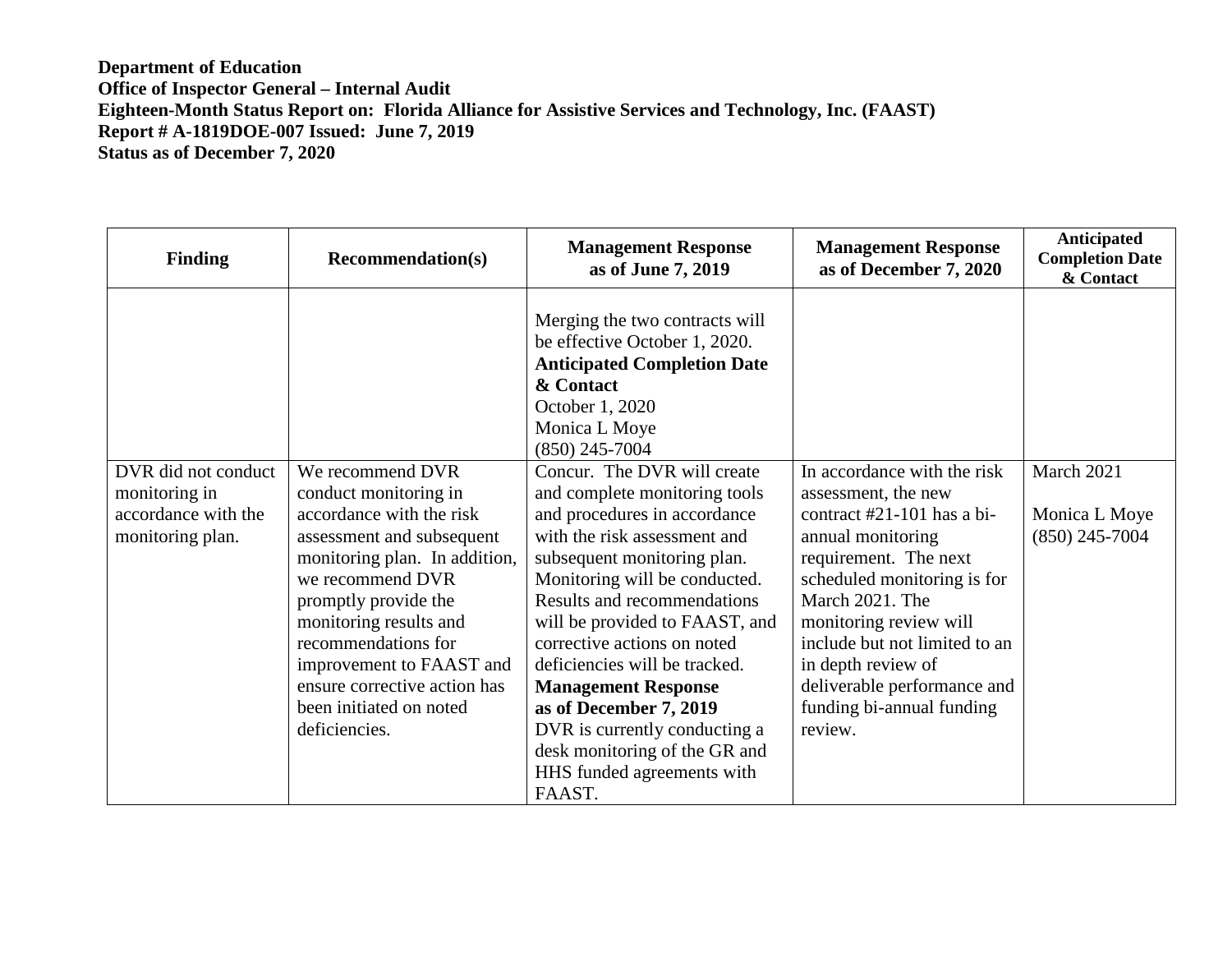**Department of Education**
**Office of Inspector General – Internal Audit**
**Eighteen-Month Status Report on: Florida Alliance for Assistive Services and Technology, Inc. (FAAST)**
**Report # A-1819DOE-007 Issued: June 7, 2019**
**Status as of December 7, 2020**

| Finding | Recommendation(s) | Management Response as of June 7, 2019 | Management Response as of December 7, 2020 | Anticipated Completion Date & Contact |
|---|---|---|---|---|
| | | Merging the two contracts will be effective October 1, 2020. **Anticipated Completion Date & Contact** October 1, 2020 Monica L Moye (850) 245-7004 | | |
| DVR did not conduct monitoring in accordance with the monitoring plan. | We recommend DVR conduct monitoring in accordance with the risk assessment and subsequent monitoring plan. In addition, we recommend DVR promptly provide the monitoring results and recommendations for improvement to FAAST and ensure corrective action has been initiated on noted deficiencies. | Concur. The DVR will create and complete monitoring tools and procedures in accordance with the risk assessment and subsequent monitoring plan. Monitoring will be conducted. Results and recommendations will be provided to FAAST, and corrective actions on noted deficiencies will be tracked. **Management Response as of December 7, 2019** DVR is currently conducting a desk monitoring of the GR and HHS funded agreements with FAAST. | In accordance with the risk assessment, the new contract #21-101 has a bi-annual monitoring requirement. The next scheduled monitoring is for March 2021. The monitoring review will include but not limited to an in depth review of deliverable performance and funding bi-annual funding review. | March 2021 Monica L Moye (850) 245-7004 |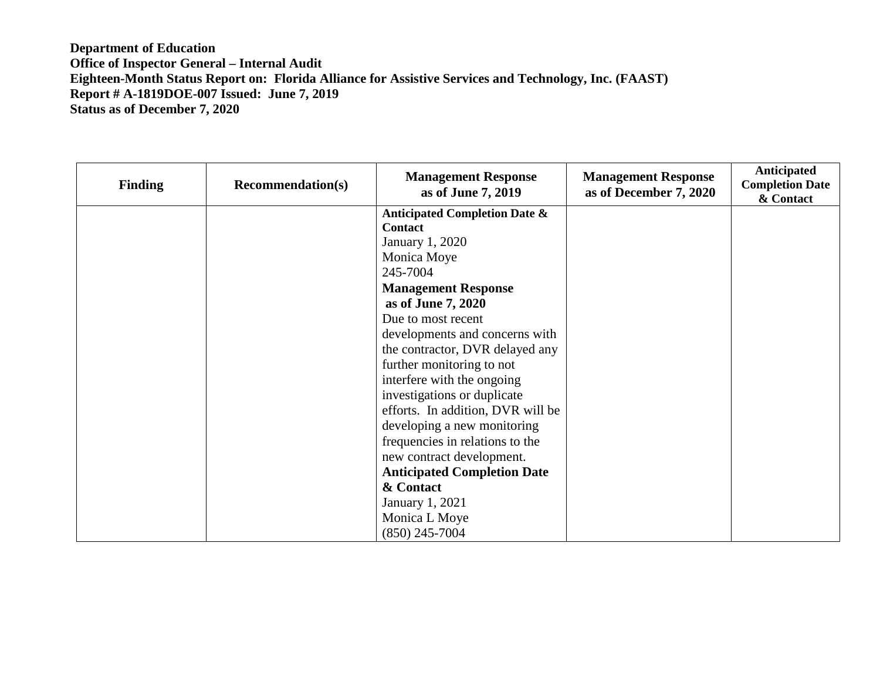**Department of Education**
**Office of Inspector General – Internal Audit**
**Eighteen-Month Status Report on: Florida Alliance for Assistive Services and Technology, Inc. (FAAST)**
**Report # A-1819DOE-007 Issued: June 7, 2019**
**Status as of December 7, 2020**

| Finding | Recommendation(s) | Management Response as of June 7, 2019 | Management Response as of December 7, 2020 | Anticipated Completion Date & Contact |
|---|---|---|---|---|
| | | **Anticipated Completion Date & Contact**<br>January 1, 2020<br>Monica Moye<br>245-7004<br>**Management Response as of June 7, 2020**<br>Due to most recent developments and concerns with the contractor, DVR delayed any further monitoring to not interfere with the ongoing investigations or duplicate efforts. In addition, DVR will be developing a new monitoring frequencies in relations to the new contract development.<br>**Anticipated Completion Date & Contact**<br>January 1, 2021<br>Monica L Moye<br>(850) 245-7004 | | |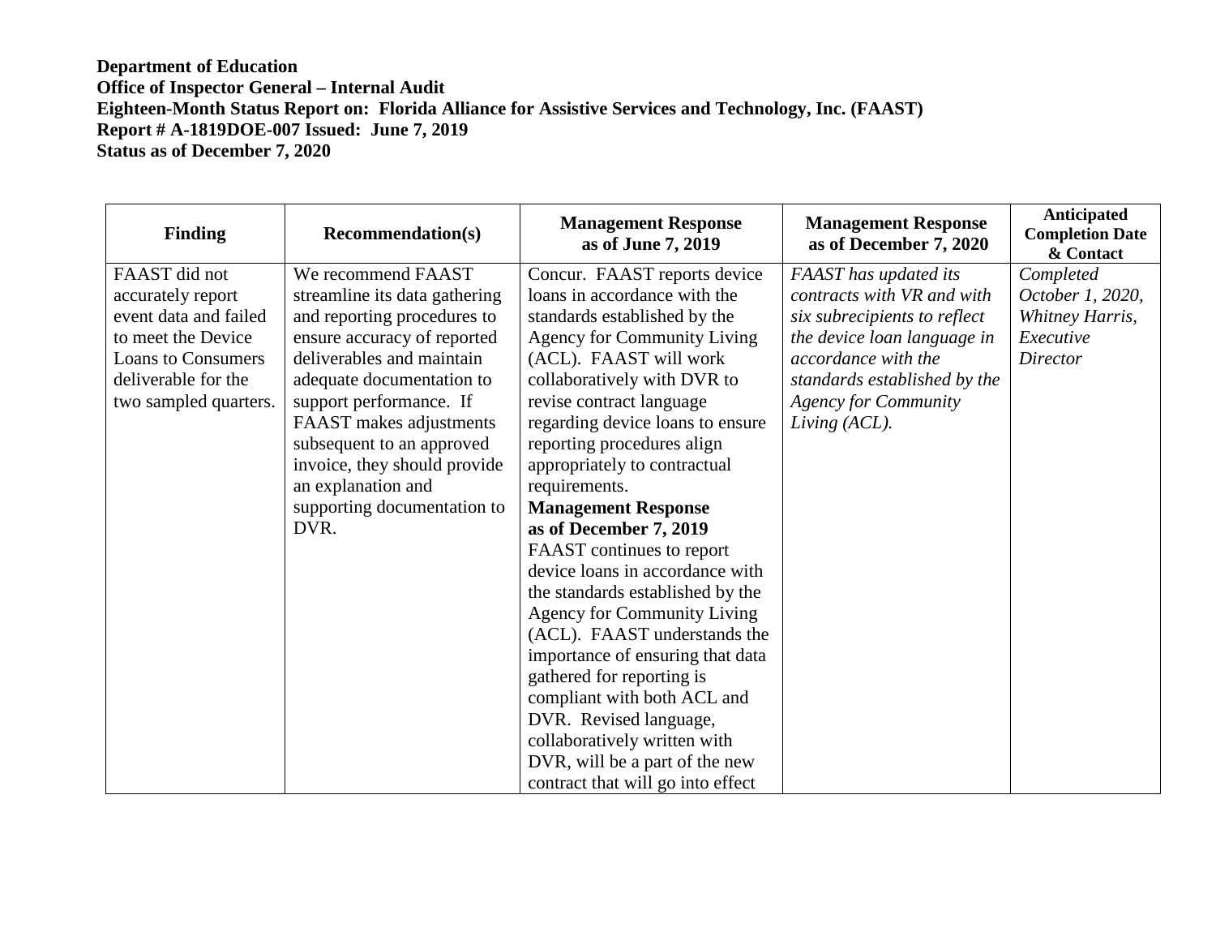**Department of Education**
**Office of Inspector General – Internal Audit**
**Eighteen-Month Status Report on: Florida Alliance for Assistive Services and Technology, Inc. (FAAST)**
**Report # A-1819DOE-007 Issued: June 7, 2019**
**Status as of December 7, 2020**

| Finding | Recommendation(s) | Management Response as of June 7, 2019 | Management Response as of December 7, 2020 | Anticipated Completion Date & Contact |
|---|---|---|---|---|
| FAAST did not accurately report event data and failed to meet the Device Loans to Consumers deliverable for the two sampled quarters. | We recommend FAAST streamline its data gathering and reporting procedures to ensure accuracy of reported deliverables and maintain adequate documentation to support performance. If FAAST makes adjustments subsequent to an approved invoice, they should provide an explanation and supporting documentation to DVR. | Concur. FAAST reports device loans in accordance with the standards established by the Agency for Community Living (ACL). FAAST will work collaboratively with DVR to revise contract language regarding device loans to ensure reporting procedures align appropriately to contractual requirements. **Management Response as of December 7, 2019** FAAST continues to report device loans in accordance with the standards established by the Agency for Community Living (ACL). FAAST understands the importance of ensuring that data gathered for reporting is compliant with both ACL and DVR. Revised language, collaboratively written with DVR, will be a part of the new contract that will go into effect | *FAAST has updated its contracts with VR and with six subrecipients to reflect the device loan language in accordance with the standards established by the Agency for Community Living (ACL).* | *Completed October 1, 2020, Whitney Harris, Executive Director* |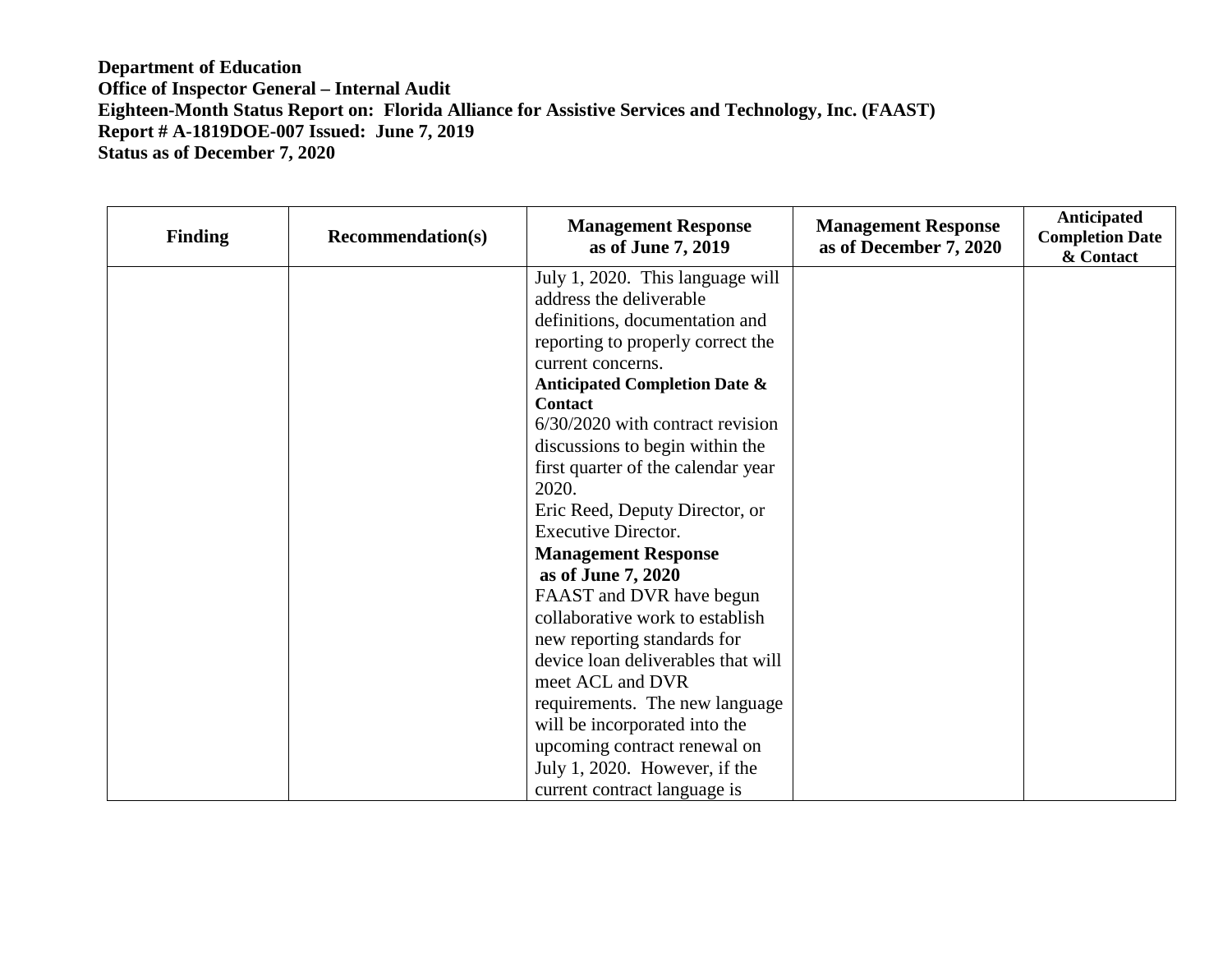**Department of Education**
**Office of Inspector General – Internal Audit**
**Eighteen-Month Status Report on: Florida Alliance for Assistive Services and Technology, Inc. (FAAST)**
**Report # A-1819DOE-007 Issued: June 7, 2019**
**Status as of December 7, 2020**

| Finding | Recommendation(s) | Management Response as of June 7, 2019 | Management Response as of December 7, 2020 | Anticipated Completion Date & Contact |
|---|---|---|---|---|
| | | July 1, 2020. This language will address the deliverable definitions, documentation and reporting to properly correct the current concerns.<br>**Anticipated Completion Date & Contact**<br>6/30/2020 with contract revision discussions to begin within the first quarter of the calendar year 2020.<br>Eric Reed, Deputy Director, or Executive Director.<br>**Management Response as of June 7, 2020**<br>FAAST and DVR have begun collaborative work to establish new reporting standards for device loan deliverables that will meet ACL and DVR requirements. The new language will be incorporated into the upcoming contract renewal on July 1, 2020. However, if the current contract language is | | |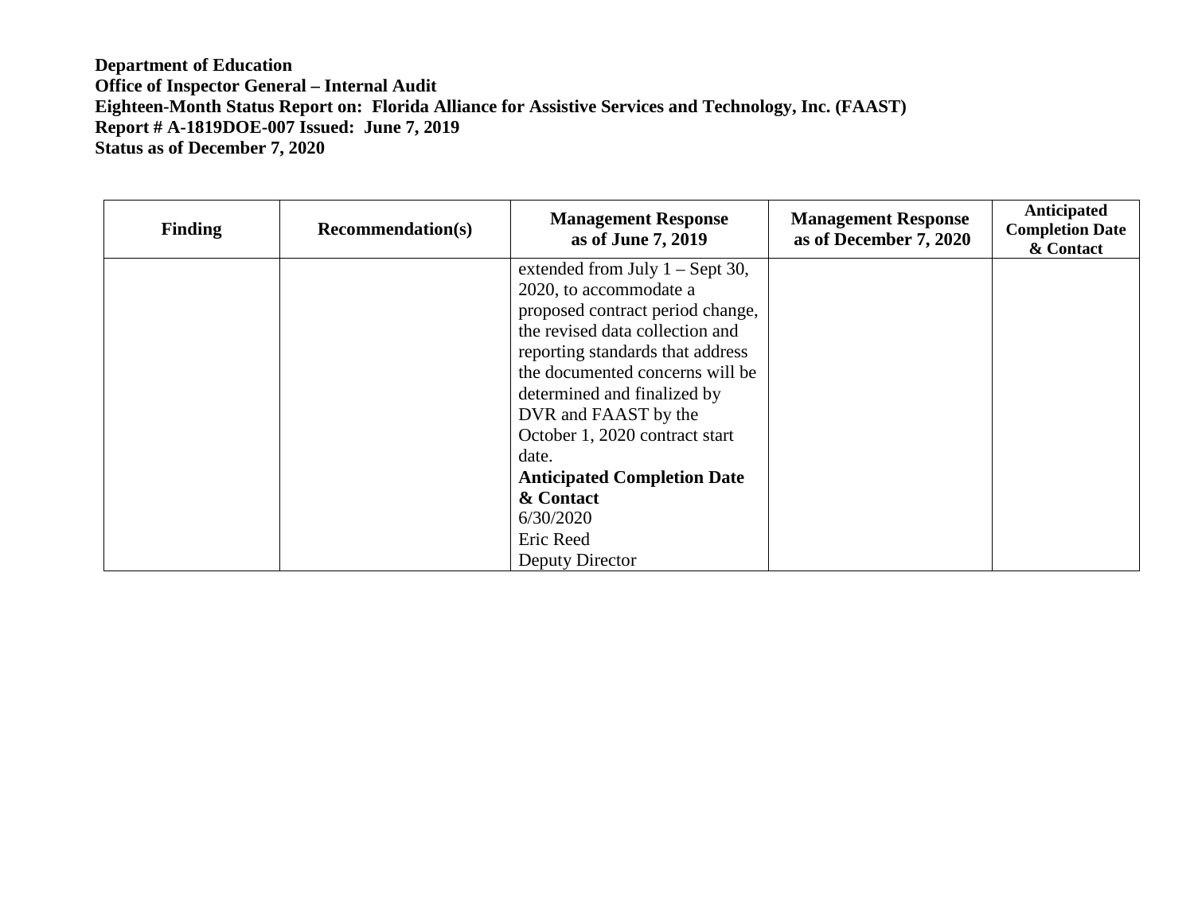**Department of Education**
**Office of Inspector General – Internal Audit**
**Eighteen-Month Status Report on: Florida Alliance for Assistive Services and Technology, Inc. (FAAST)**
**Report # A-1819DOE-007 Issued: June 7, 2019**
**Status as of December 7, 2020**

| Finding | Recommendation(s) | Management Response as of June 7, 2019 | Management Response as of December 7, 2020 | Anticipated Completion Date & Contact |
|---|---|---|---|---|
| | | extended from July 1 – Sept 30, 2020, to accommodate a proposed contract period change, the revised data collection and reporting standards that address the documented concerns will be determined and finalized by DVR and FAAST by the October 1, 2020 contract start date.<br>**Anticipated Completion Date & Contact**<br>6/30/2020<br>Eric Reed<br>Deputy Director | | |